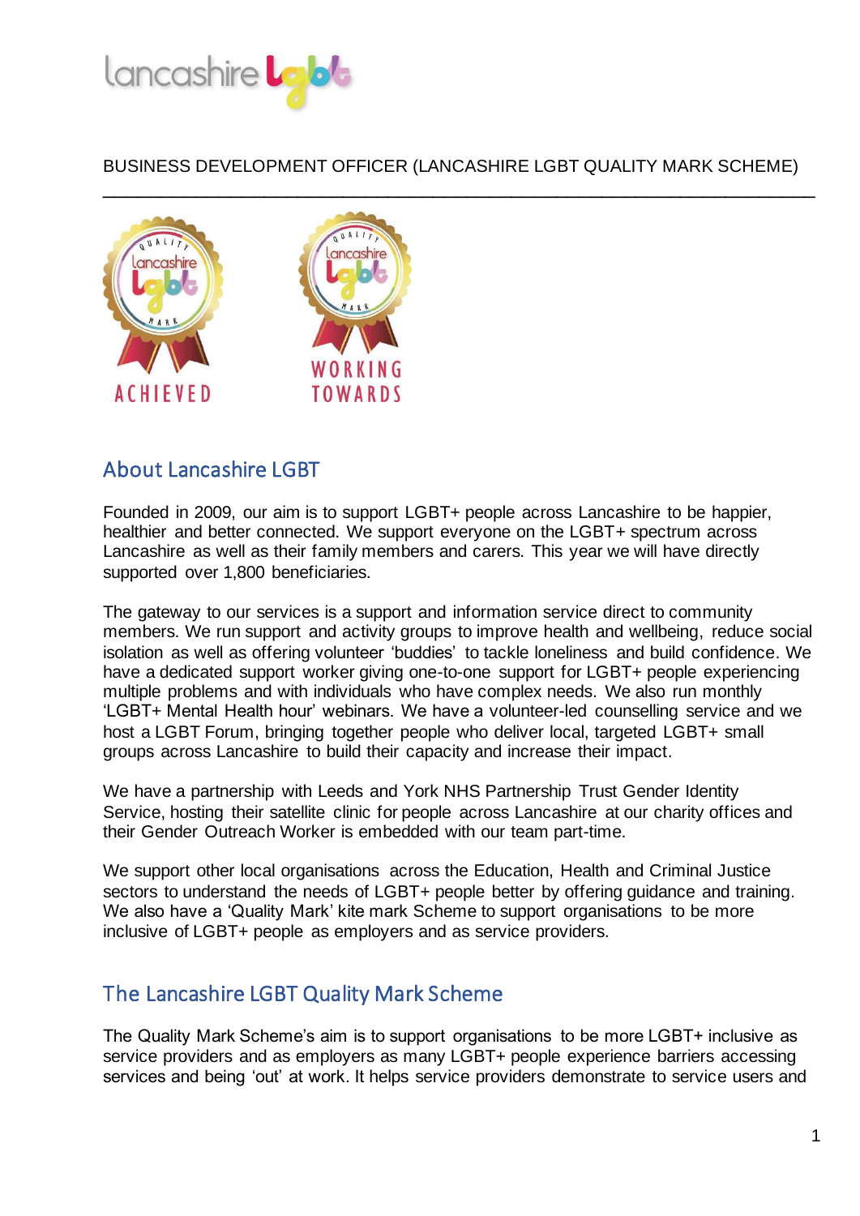BUSINESS DEVELOPMENT OFFICER (LANCASHIRE LGBT QUALITY MARK SCHEME)

ACHIEVED

WORKING TOWARDS

## About Lancashire LGBT

Founded in 2009, our aim is to support LGBT+ people across Lancashire to be happier, healthier and better connected. We support everyone on the LGBT+ spectrum across Lancashire as well as their family members and carers. This year we will have directly supported over 1,800 beneficiaries.

The gateway to our services is a support and information service direct to community members. We run support and activity groups to improve health and wellbeing, reduce social isolation as well as offering volunteer 'buddies' to tackle loneliness and build confidence. We have a dedicated support worker giving one-to-one support for LGBT+ people experiencing multiple problems and with individuals who have complex needs. We also run monthly 'LGBT+ Mental Health hour' webinars. We have a volunteer-led counselling service and we host a LGBT Forum, bringing together people who deliver local, targeted LGBT+ small groups across Lancashire to build their capacity and increase their impact.

We have a partnership with Leeds and York NHS Partnership Trust Gender Identity Service, hosting their satellite clinic for people across Lancashire at our charity offices and their Gender Outreach Worker is embedded with our team part-time.

We support other local organisations across the Education, Health and Criminal Justice sectors to understand the needs of LGBT+ people better by offering guidance and training. We also have a 'Quality Mark' kite mark Scheme to support organisations to be more inclusive of LGBT+ people as employers and as service providers.

## The Lancashire LGBT Quality Mark Scheme

The Quality Mark Scheme's aim is to support organisations to be more LGBT+ inclusive as service providers and as employers as many LGBT+ people experience barriers accessing services and being 'out' at work. It helps service providers demonstrate to service users and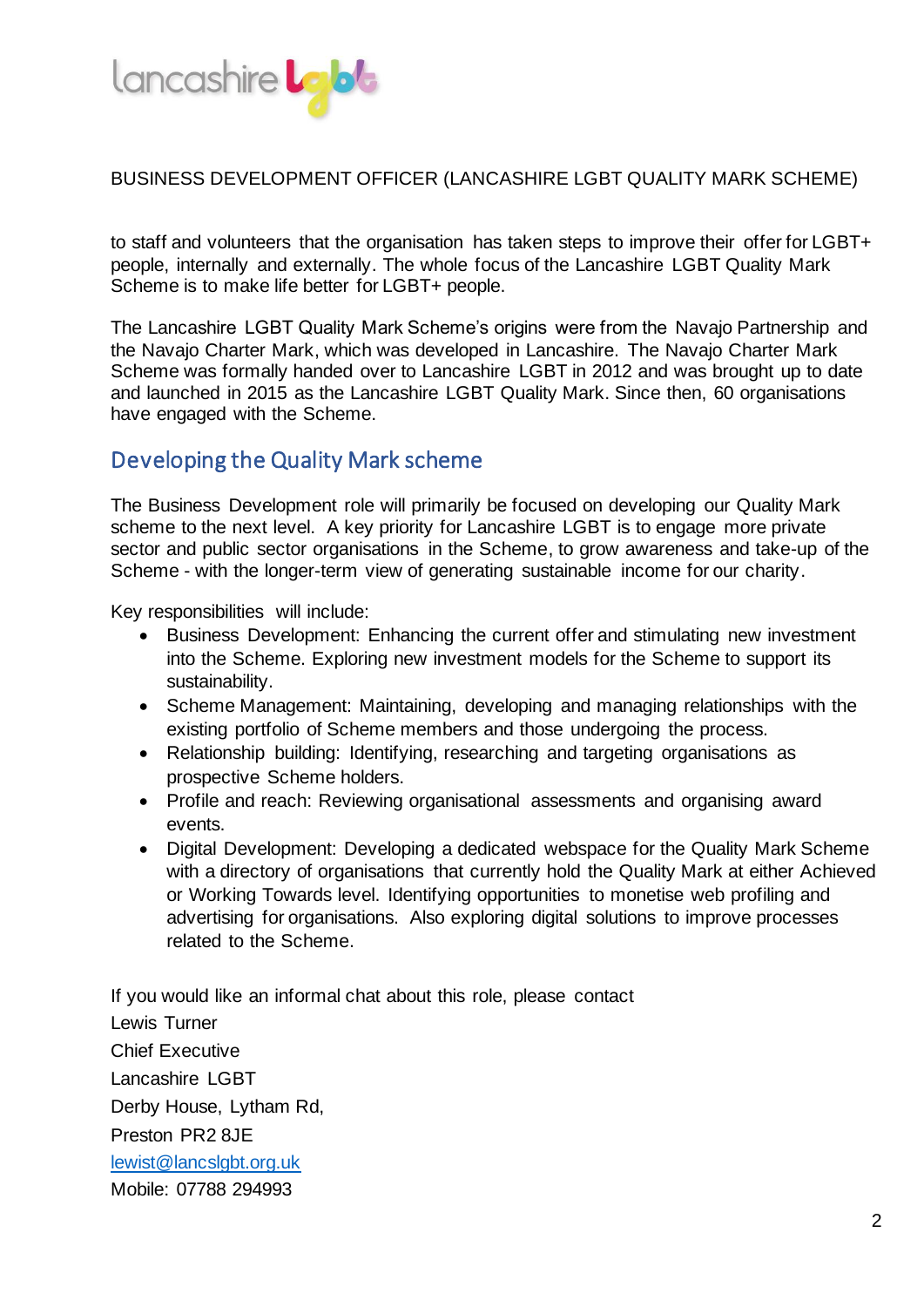BUSINESS DEVELOPMENT OFFICER (LANCASHIRE LGBT QUALITY MARK SCHEME)

to staff and volunteers that the organisation has taken steps to improve their offer for LGBT+ people, internally and externally. The whole focus of the Lancashire LGBT Quality Mark Scheme is to make life better for LGBT+ people.

The Lancashire LGBT Quality Mark Scheme's origins were from the Navajo Partnership and the Navajo Charter Mark, which was developed in Lancashire. The Navajo Charter Mark Scheme was formally handed over to Lancashire LGBT in 2012 and was brought up to date and launched in 2015 as the Lancashire LGBT Quality Mark. Since then, 60 organisations have engaged with the Scheme.

## Developing the Quality Mark scheme

The Business Development role will primarily be focused on developing our Quality Mark scheme to the next level. A key priority for Lancashire LGBT is to engage more private sector and public sector organisations in the Scheme, to grow awareness and take-up of the Scheme - with the longer-term view of generating sustainable income for our charity.

Key responsibilities will include:

- Business Development: Enhancing the current offer and stimulating new investment into the Scheme. Exploring new investment models for the Scheme to support its sustainability.
- Scheme Management: Maintaining, developing and managing relationships with the existing portfolio of Scheme members and those undergoing the process.
- Relationship building: Identifying, researching and targeting organisations as prospective Scheme holders.
- Profile and reach: Reviewing organisational assessments and organising award events.
- Digital Development: Developing a dedicated webspace for the Quality Mark Scheme with a directory of organisations that currently hold the Quality Mark at either Achieved or Working Towards level. Identifying opportunities to monetise web profiling and advertising for organisations. Also exploring digital solutions to improve processes related to the Scheme.

If you would like an informal chat about this role, please contact
Lewis Turner
Chief Executive
Lancashire LGBT
Derby House, Lytham Rd,
Preston PR2 8JE
lewist@lancslgbt.org.uk
Mobile: 07788 294993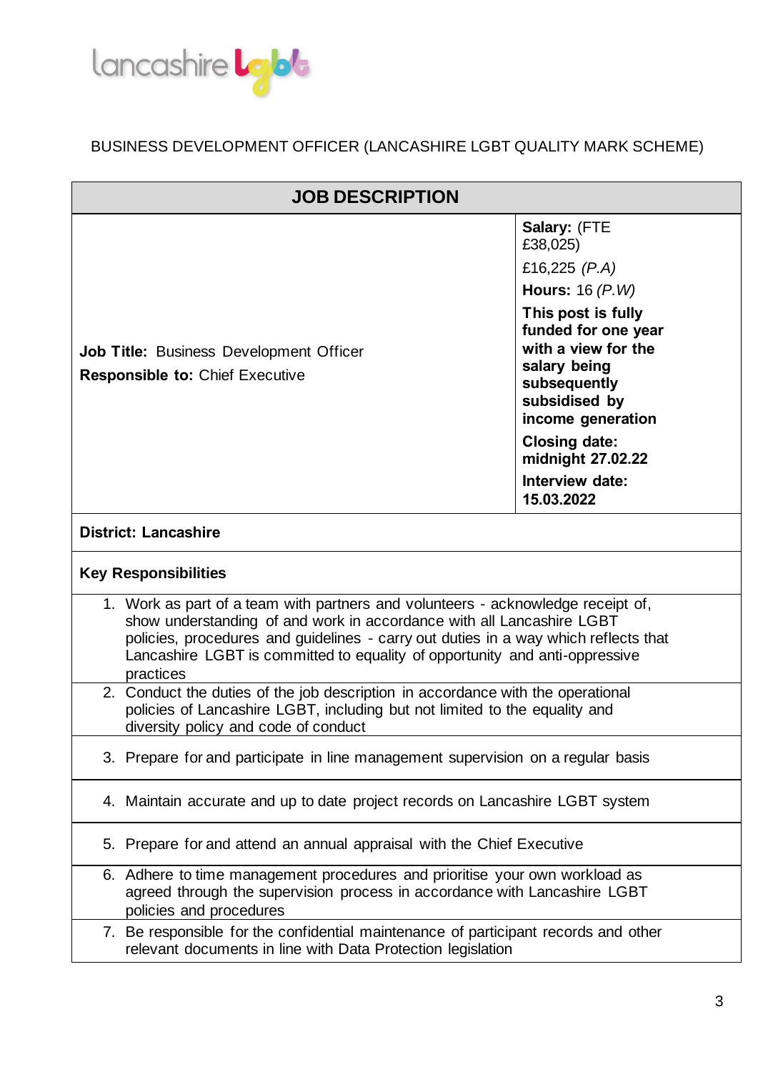BUSINESS DEVELOPMENT OFFICER (LANCASHIRE LGBT QUALITY MARK SCHEME)

| JOB DESCRIPTION | |
|---|---|
| **Job Title:** Business Development Officer<br>**Responsible to:** Chief Executive | **Salary:** (FTE £38,025)<br>£16,225 *(P.A)*<br>**Hours:** 16 *(P.W)*<br>**This post is fully funded for one year with a view for the salary being subsequently subsidised by income generation**<br>**Closing date: midnight 27.02.22**<br>**Interview date: 15.03.2022** |
| **District: Lancashire** | |
| **Key Responsibilities** | |
| 1. Work as part of a team with partners and volunteers - acknowledge receipt of, show understanding of and work in accordance with all Lancashire LGBT policies, procedures and guidelines - carry out duties in a way which reflects that Lancashire LGBT is committed to equality of opportunity and anti-oppressive practices | |
| 2. Conduct the duties of the job description in accordance with the operational policies of Lancashire LGBT, including but not limited to the equality and diversity policy and code of conduct | |
| 3. Prepare for and participate in line management supervision on a regular basis | |
| 4. Maintain accurate and up to date project records on Lancashire LGBT system | |
| 5. Prepare for and attend an annual appraisal with the Chief Executive | |
| 6. Adhere to time management procedures and prioritise your own workload as agreed through the supervision process in accordance with Lancashire LGBT policies and procedures | |
| 7. Be responsible for the confidential maintenance of participant records and other relevant documents in line with Data Protection legislation | |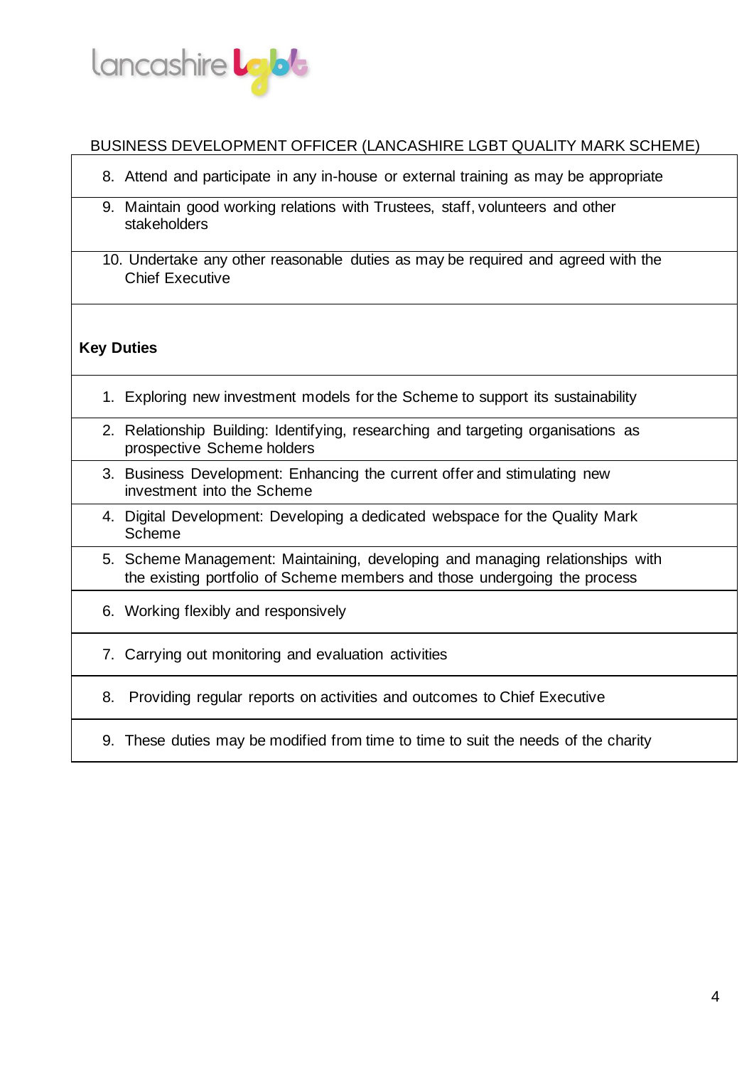BUSINESS DEVELOPMENT OFFICER (LANCASHIRE LGBT QUALITY MARK SCHEME)

8. Attend and participate in any in-house or external training as may be appropriate
9. Maintain good working relations with Trustees, staff, volunteers and other stakeholders
10. Undertake any other reasonable duties as may be required and agreed with the Chief Executive

**Key Duties**

1. Exploring new investment models for the Scheme to support its sustainability
2. Relationship Building: Identifying, researching and targeting organisations as prospective Scheme holders
3. Business Development: Enhancing the current offer and stimulating new investment into the Scheme
4. Digital Development: Developing a dedicated webspace for the Quality Mark Scheme
5. Scheme Management: Maintaining, developing and managing relationships with the existing portfolio of Scheme members and those undergoing the process
6. Working flexibly and responsively
7. Carrying out monitoring and evaluation activities
8. Providing regular reports on activities and outcomes to Chief Executive
9. These duties may be modified from time to time to suit the needs of the charity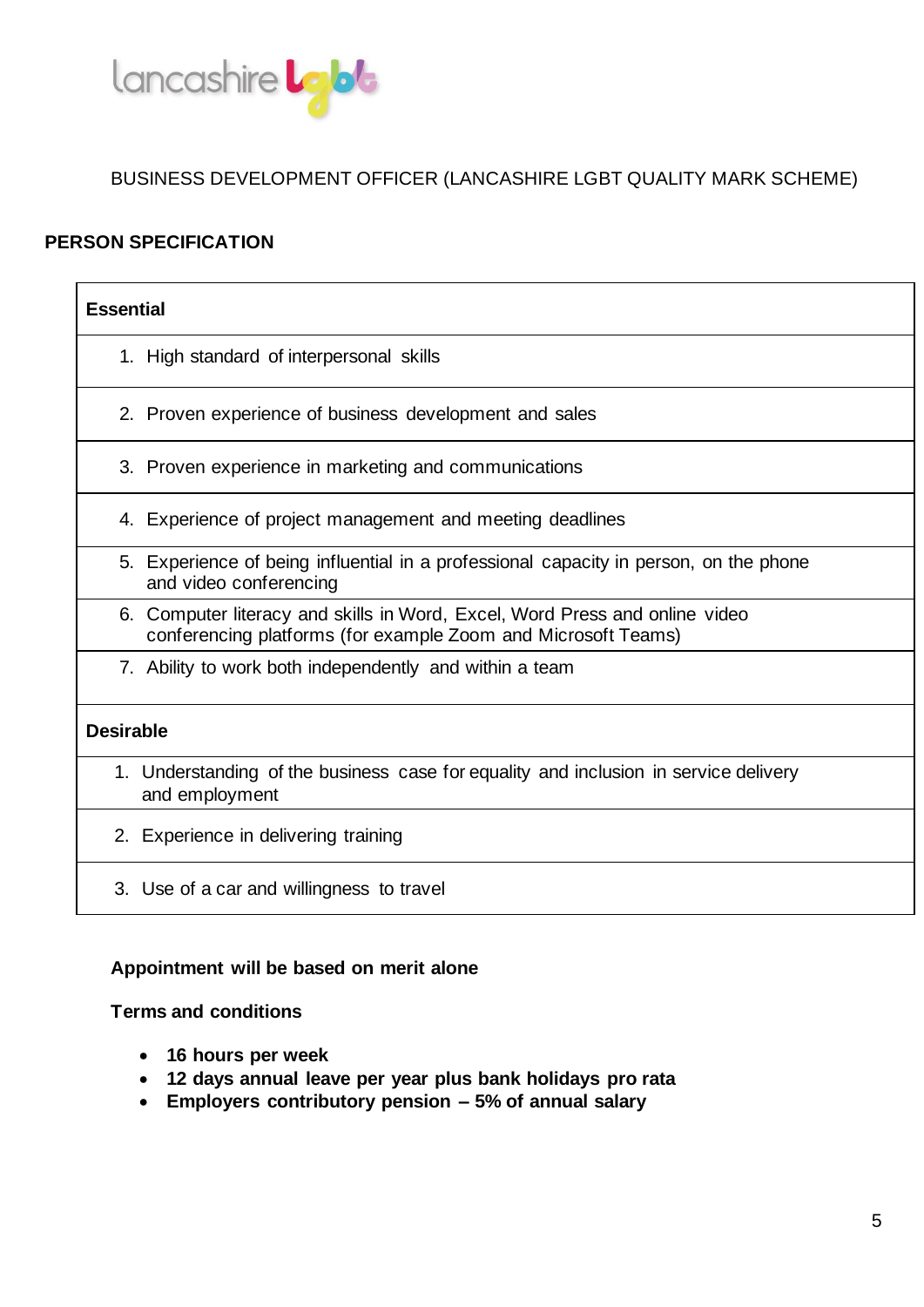BUSINESS DEVELOPMENT OFFICER (LANCASHIRE LGBT QUALITY MARK SCHEME)

## PERSON SPECIFICATION

| |
|---|
| **Essential** |
| 1. High standard of interpersonal skills |
| 2. Proven experience of business development and sales |
| 3. Proven experience in marketing and communications |
| 4. Experience of project management and meeting deadlines |
| 5. Experience of being influential in a professional capacity in person, on the phone and video conferencing |
| 6. Computer literacy and skills in Word, Excel, Word Press and online video conferencing platforms (for example Zoom and Microsoft Teams) |
| 7. Ability to work both independently and within a team |
| **Desirable** |
| 1. Understanding of the business case for equality and inclusion in service delivery and employment |
| 2. Experience in delivering training |
| 3. Use of a car and willingness to travel |

**Appointment will be based on merit alone**

**Terms and conditions**

- **16 hours per week**
- **12 days annual leave per year plus bank holidays pro rata**
- **Employers contributory pension – 5% of annual salary**